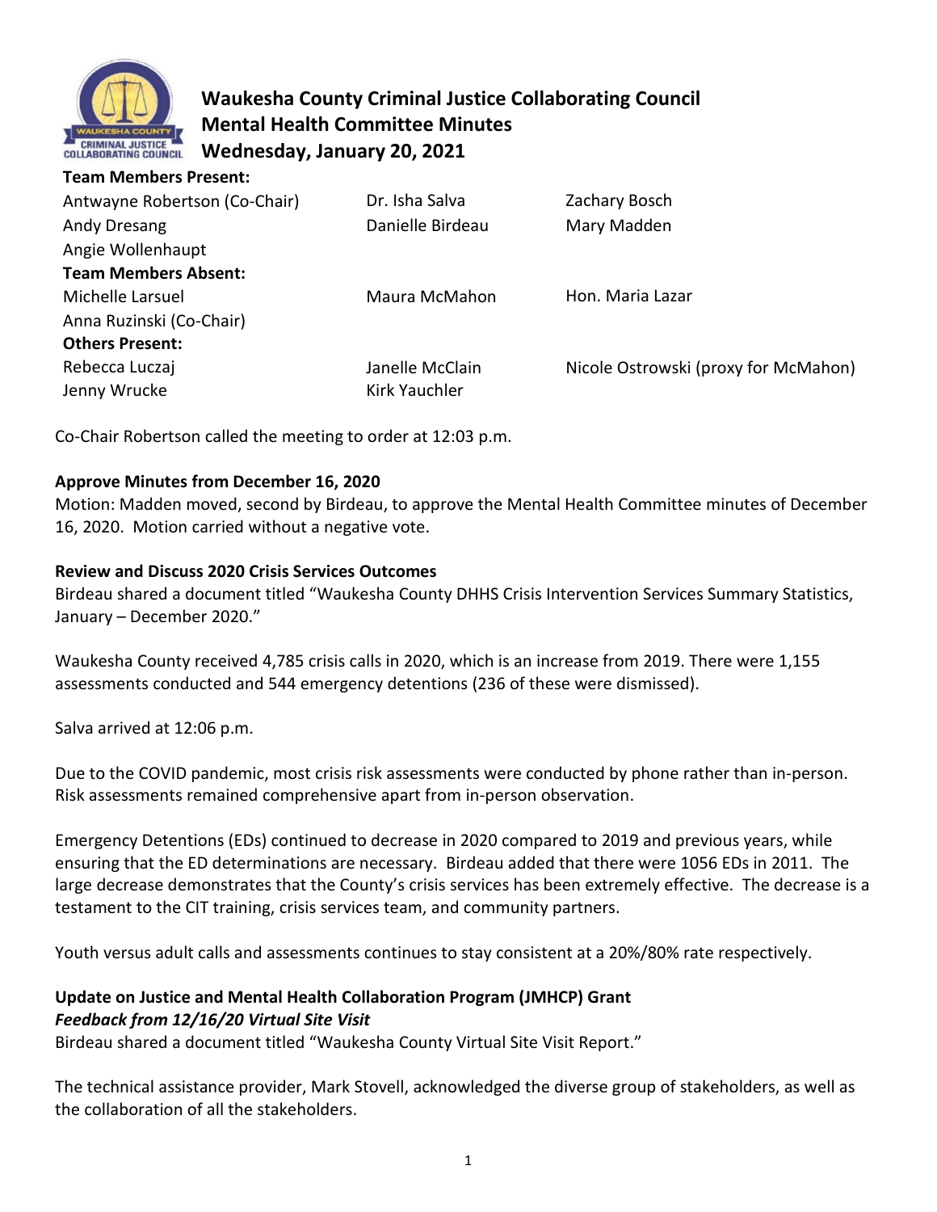# Waukesha County Criminal Justice Collaborating Council
## Mental Health Committee Minutes
## Wednesday, January 20, 2021

**Team Members Present:**

| | | |
|---|---|---|
| Antwayne Robertson (Co-Chair) | Dr. Isha Salva | Zachary Bosch |
| Andy Dresang | Danielle Birdeau | Mary Madden |
| Angie Wollenhaupt | | |

**Team Members Absent:**

| | | |
|---|---|---|
| Michelle Larsuel | Maura McMahon | Hon. Maria Lazar |
| Anna Ruzinski (Co-Chair) | | |

**Others Present:**

| | | |
|---|---|---|
| Rebecca Luczaj | Janelle McClain | Nicole Ostrowski (proxy for McMahon) |
| Jenny Wrucke | Kirk Yauchler | |

Co-Chair Robertson called the meeting to order at 12:03 p.m.

**Approve Minutes from December 16, 2020**

Motion: Madden moved, second by Birdeau, to approve the Mental Health Committee minutes of December 16, 2020. Motion carried without a negative vote.

**Review and Discuss 2020 Crisis Services Outcomes**

Birdeau shared a document titled "Waukesha County DHHS Crisis Intervention Services Summary Statistics, January – December 2020."

Waukesha County received 4,785 crisis calls in 2020, which is an increase from 2019. There were 1,155 assessments conducted and 544 emergency detentions (236 of these were dismissed).

Salva arrived at 12:06 p.m.

Due to the COVID pandemic, most crisis risk assessments were conducted by phone rather than in-person. Risk assessments remained comprehensive apart from in-person observation.

Emergency Detentions (EDs) continued to decrease in 2020 compared to 2019 and previous years, while ensuring that the ED determinations are necessary. Birdeau added that there were 1056 EDs in 2011. The large decrease demonstrates that the County's crisis services has been extremely effective. The decrease is a testament to the CIT training, crisis services team, and community partners.

Youth versus adult calls and assessments continues to stay consistent at a 20%/80% rate respectively.

**Update on Justice and Mental Health Collaboration Program (JMHCP) Grant**

***Feedback from 12/16/20 Virtual Site Visit***

Birdeau shared a document titled "Waukesha County Virtual Site Visit Report."

The technical assistance provider, Mark Stovell, acknowledged the diverse group of stakeholders, as well as the collaboration of all the stakeholders.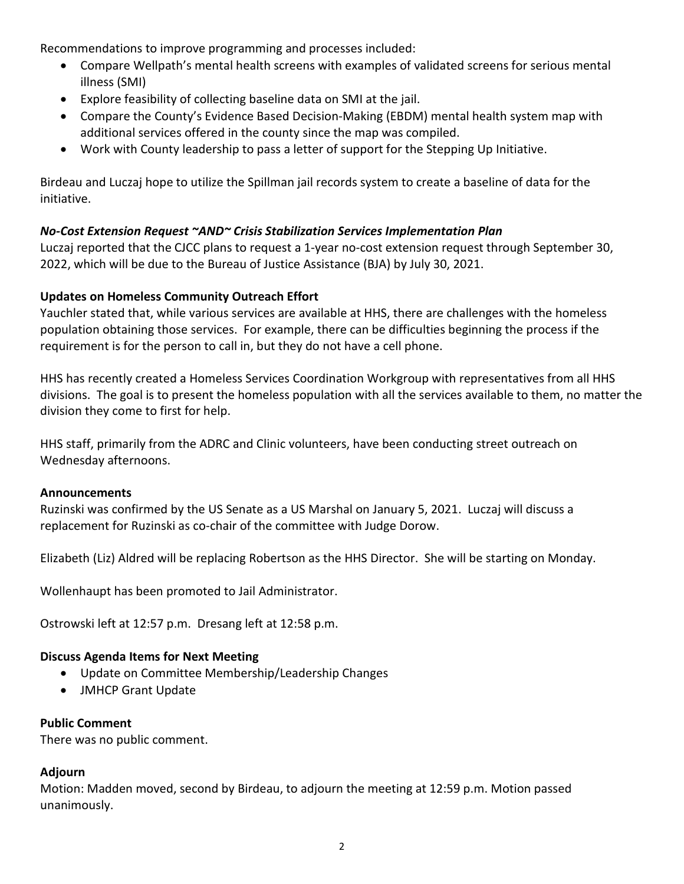Recommendations to improve programming and processes included:

- Compare Wellpath's mental health screens with examples of validated screens for serious mental illness (SMI)
- Explore feasibility of collecting baseline data on SMI at the jail.
- Compare the County's Evidence Based Decision-Making (EBDM) mental health system map with additional services offered in the county since the map was compiled.
- Work with County leadership to pass a letter of support for the Stepping Up Initiative.

Birdeau and Luczaj hope to utilize the Spillman jail records system to create a baseline of data for the initiative.

***No-Cost Extension Request ~AND~ Crisis Stabilization Services Implementation Plan***

Luczaj reported that the CJCC plans to request a 1-year no-cost extension request through September 30, 2022, which will be due to the Bureau of Justice Assistance (BJA) by July 30, 2021.

**Updates on Homeless Community Outreach Effort**

Yauchler stated that, while various services are available at HHS, there are challenges with the homeless population obtaining those services. For example, there can be difficulties beginning the process if the requirement is for the person to call in, but they do not have a cell phone.

HHS has recently created a Homeless Services Coordination Workgroup with representatives from all HHS divisions. The goal is to present the homeless population with all the services available to them, no matter the division they come to first for help.

HHS staff, primarily from the ADRC and Clinic volunteers, have been conducting street outreach on Wednesday afternoons.

**Announcements**

Ruzinski was confirmed by the US Senate as a US Marshal on January 5, 2021. Luczaj will discuss a replacement for Ruzinski as co-chair of the committee with Judge Dorow.

Elizabeth (Liz) Aldred will be replacing Robertson as the HHS Director. She will be starting on Monday.

Wollenhaupt has been promoted to Jail Administrator.

Ostrowski left at 12:57 p.m. Dresang left at 12:58 p.m.

**Discuss Agenda Items for Next Meeting**

- Update on Committee Membership/Leadership Changes
- JMHCP Grant Update

**Public Comment**

There was no public comment.

**Adjourn**

Motion: Madden moved, second by Birdeau, to adjourn the meeting at 12:59 p.m. Motion passed unanimously.